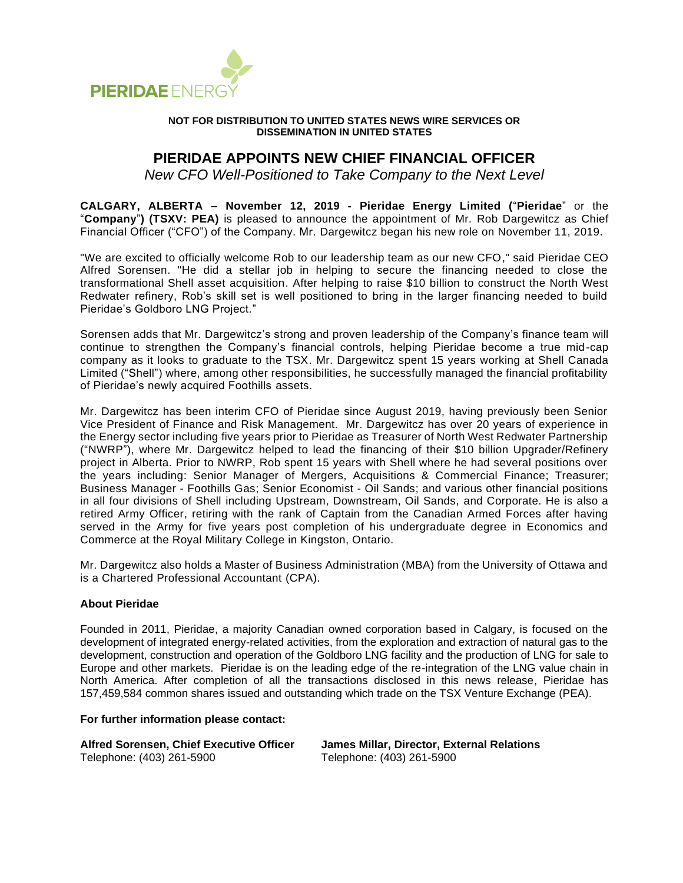PIERIDAE ENERGY

**NOT FOR DISTRIBUTION TO UNITED STATES NEWS WIRE SERVICES OR DISSEMINATION IN UNITED STATES**

# PIERIDAE APPOINTS NEW CHIEF FINANCIAL OFFICER

*New CFO Well-Positioned to Take Company to the Next Level*

**CALGARY, ALBERTA – November 12, 2019 - Pieridae Energy Limited (**"**Pieridae**" or the "**Company**"**) (TSXV: PEA)** is pleased to announce the appointment of Mr. Rob Dargewitcz as Chief Financial Officer ("CFO") of the Company. Mr. Dargewitcz began his new role on November 11, 2019.

"We are excited to officially welcome Rob to our leadership team as our new CFO," said Pieridae CEO Alfred Sorensen. "He did a stellar job in helping to secure the financing needed to close the transformational Shell asset acquisition. After helping to raise $10 billion to construct the North West Redwater refinery, Rob's skill set is well positioned to bring in the larger financing needed to build Pieridae's Goldboro LNG Project."

Sorensen adds that Mr. Dargewitcz's strong and proven leadership of the Company's finance team will continue to strengthen the Company's financial controls, helping Pieridae become a true mid-cap company as it looks to graduate to the TSX. Mr. Dargewitcz spent 15 years working at Shell Canada Limited ("Shell") where, among other responsibilities, he successfully managed the financial profitability of Pieridae's newly acquired Foothills assets.

Mr. Dargewitcz has been interim CFO of Pieridae since August 2019, having previously been Senior Vice President of Finance and Risk Management. Mr. Dargewitcz has over 20 years of experience in the Energy sector including five years prior to Pieridae as Treasurer of North West Redwater Partnership ("NWRP"), where Mr. Dargewitcz helped to lead the financing of their $10 billion Upgrader/Refinery project in Alberta. Prior to NWRP, Rob spent 15 years with Shell where he had several positions over the years including: Senior Manager of Mergers, Acquisitions & Commercial Finance; Treasurer; Business Manager - Foothills Gas; Senior Economist - Oil Sands; and various other financial positions in all four divisions of Shell including Upstream, Downstream, Oil Sands, and Corporate. He is also a retired Army Officer, retiring with the rank of Captain from the Canadian Armed Forces after having served in the Army for five years post completion of his undergraduate degree in Economics and Commerce at the Royal Military College in Kingston, Ontario.

Mr. Dargewitcz also holds a Master of Business Administration (MBA) from the University of Ottawa and is a Chartered Professional Accountant (CPA).

**About Pieridae**

Founded in 2011, Pieridae, a majority Canadian owned corporation based in Calgary, is focused on the development of integrated energy-related activities, from the exploration and extraction of natural gas to the development, construction and operation of the Goldboro LNG facility and the production of LNG for sale to Europe and other markets. Pieridae is on the leading edge of the re-integration of the LNG value chain in North America. After completion of all the transactions disclosed in this news release, Pieridae has 157,459,584 common shares issued and outstanding which trade on the TSX Venture Exchange (PEA).

**For further information please contact:**

**Alfred Sorensen, Chief Executive Officer**
Telephone: (403) 261-5900

**James Millar, Director, External Relations**
Telephone: (403) 261-5900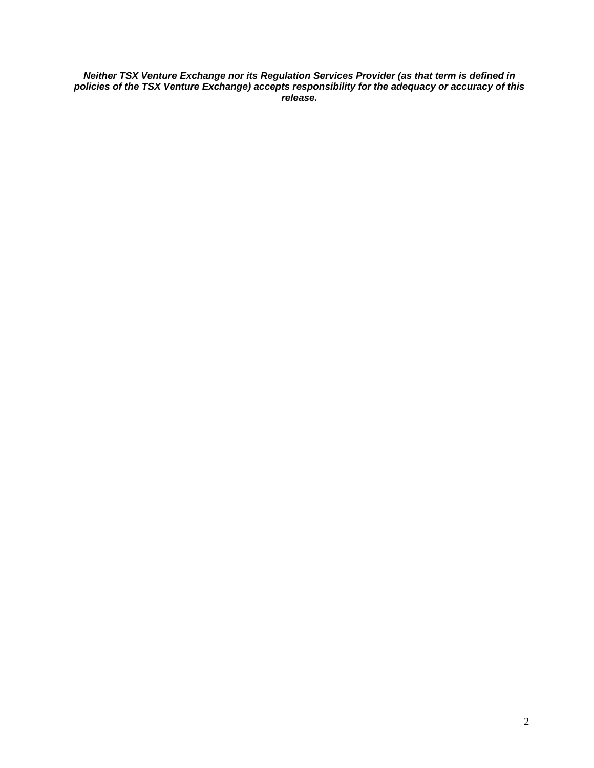***Neither TSX Venture Exchange nor its Regulation Services Provider (as that term is defined in policies of the TSX Venture Exchange) accepts responsibility for the adequacy or accuracy of this release.***